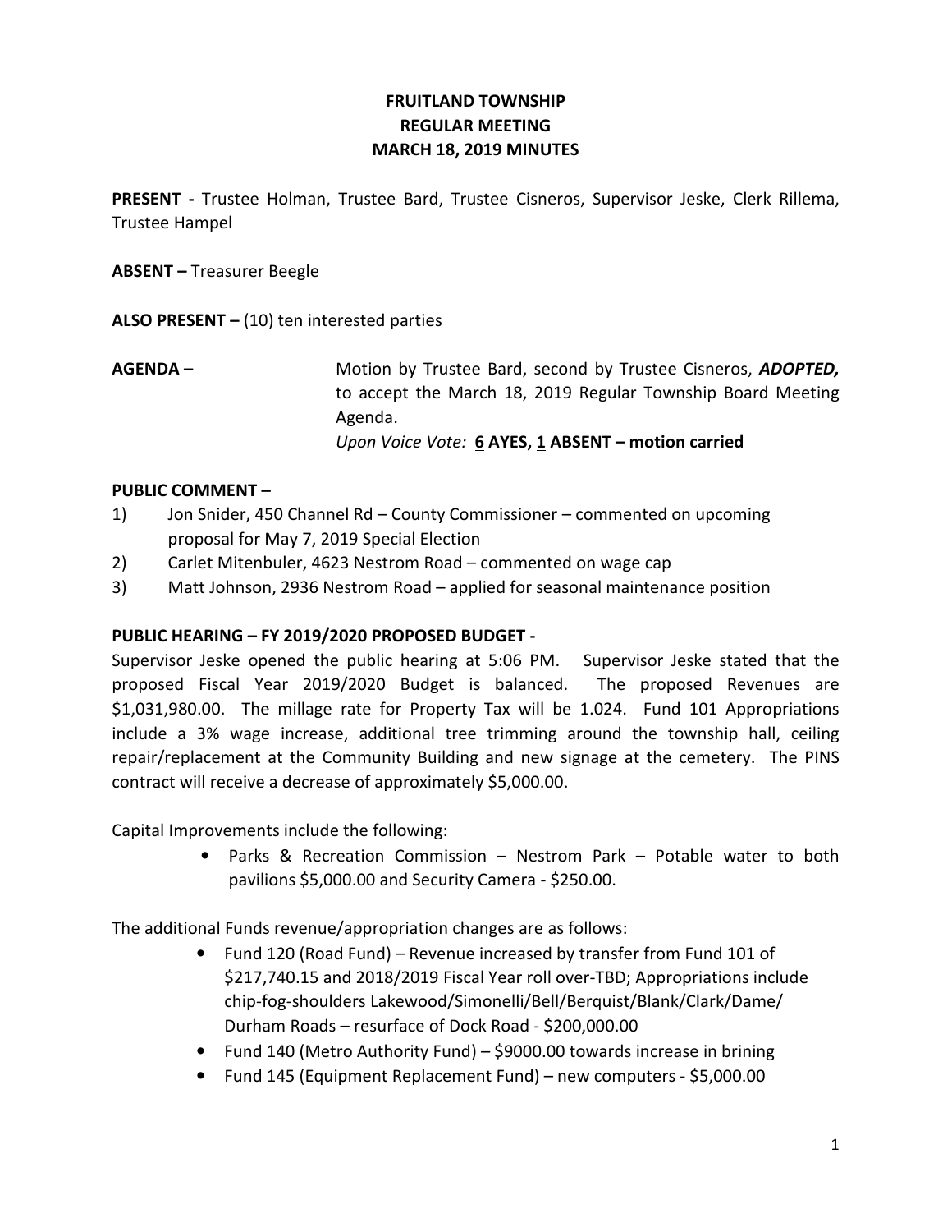# FRUITLAND TOWNSHIP
# REGULAR MEETING
# MARCH 18, 2019 MINUTES

**PRESENT -** Trustee Holman, Trustee Bard, Trustee Cisneros, Supervisor Jeske, Clerk Rillema, Trustee Hampel

**ABSENT –** Treasurer Beegle

**ALSO PRESENT –** (10) ten interested parties

**AGENDA –** Motion by Trustee Bard, second by Trustee Cisneros, ***ADOPTED,*** to accept the March 18, 2019 Regular Township Board Meeting Agenda.
*Upon Voice Vote:* **6 AYES, 1 ABSENT – motion carried**

**PUBLIC COMMENT –**

1) Jon Snider, 450 Channel Rd – County Commissioner – commented on upcoming proposal for May 7, 2019 Special Election
2) Carlet Mitenbuler, 4623 Nestrom Road – commented on wage cap
3) Matt Johnson, 2936 Nestrom Road – applied for seasonal maintenance position

**PUBLIC HEARING – FY 2019/2020 PROPOSED BUDGET -**

Supervisor Jeske opened the public hearing at 5:06 PM. Supervisor Jeske stated that the proposed Fiscal Year 2019/2020 Budget is balanced. The proposed Revenues are $1,031,980.00. The millage rate for Property Tax will be 1.024. Fund 101 Appropriations include a 3% wage increase, additional tree trimming around the township hall, ceiling repair/replacement at the Community Building and new signage at the cemetery. The PINS contract will receive a decrease of approximately $5,000.00.

Capital Improvements include the following:

- Parks & Recreation Commission – Nestrom Park – Potable water to both pavilions $5,000.00 and Security Camera - $250.00.

The additional Funds revenue/appropriation changes are as follows:

- Fund 120 (Road Fund) – Revenue increased by transfer from Fund 101 of $217,740.15 and 2018/2019 Fiscal Year roll over-TBD; Appropriations include chip-fog-shoulders Lakewood/Simonelli/Bell/Berquist/Blank/Clark/Dame/Durham Roads – resurface of Dock Road - $200,000.00
- Fund 140 (Metro Authority Fund) – $9000.00 towards increase in brining
- Fund 145 (Equipment Replacement Fund) – new computers - $5,000.00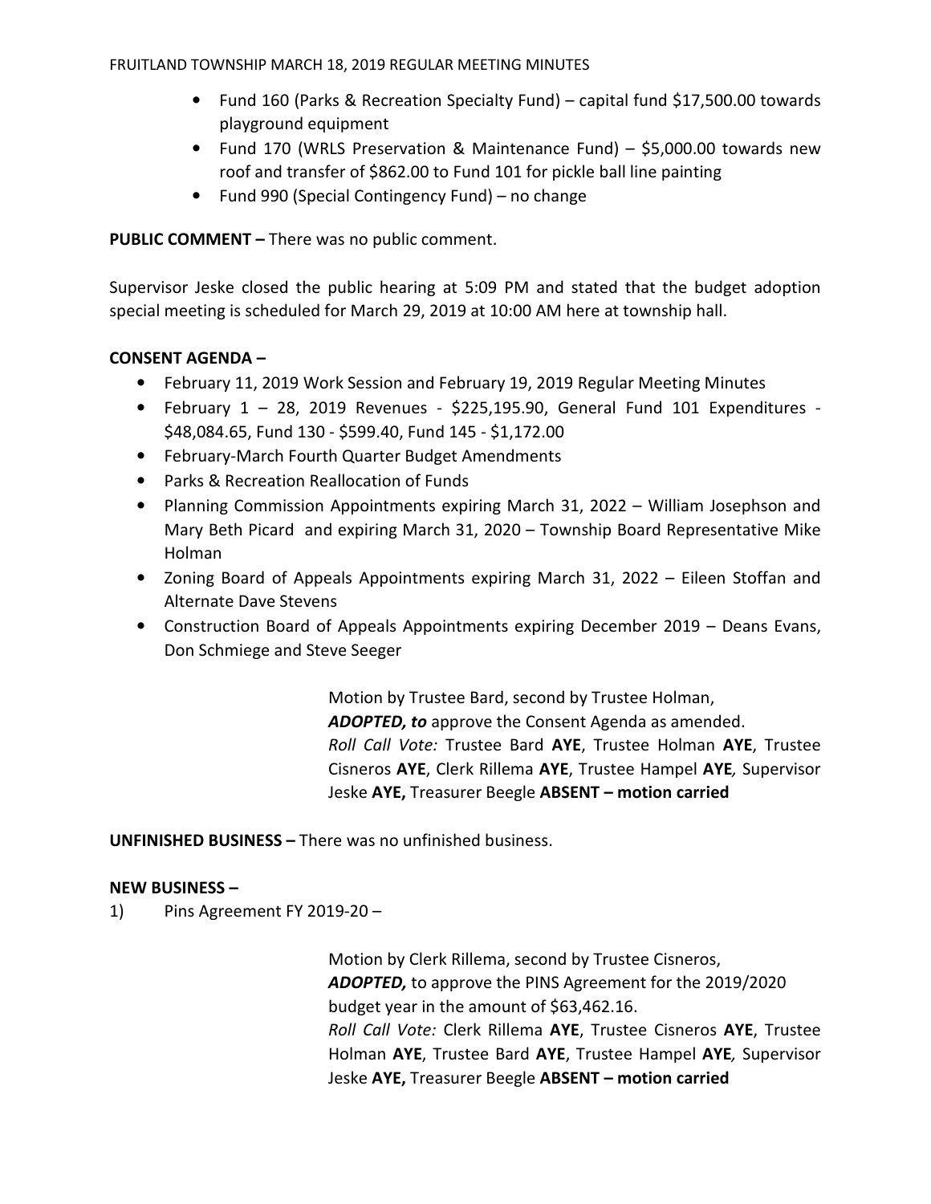- Fund 160 (Parks & Recreation Specialty Fund) – capital fund $17,500.00 towards playground equipment
- Fund 170 (WRLS Preservation & Maintenance Fund) – $5,000.00 towards new roof and transfer of $862.00 to Fund 101 for pickle ball line painting
- Fund 990 (Special Contingency Fund) – no change

**PUBLIC COMMENT –** There was no public comment.

Supervisor Jeske closed the public hearing at 5:09 PM and stated that the budget adoption special meeting is scheduled for March 29, 2019 at 10:00 AM here at township hall.

**CONSENT AGENDA –**

- February 11, 2019 Work Session and February 19, 2019 Regular Meeting Minutes
- February 1 – 28, 2019 Revenues - $225,195.90, General Fund 101 Expenditures - $48,084.65, Fund 130 - $599.40, Fund 145 - $1,172.00
- February-March Fourth Quarter Budget Amendments
- Parks & Recreation Reallocation of Funds
- Planning Commission Appointments expiring March 31, 2022 – William Josephson and Mary Beth Picard and expiring March 31, 2020 – Township Board Representative Mike Holman
- Zoning Board of Appeals Appointments expiring March 31, 2022 – Eileen Stoffan and Alternate Dave Stevens
- Construction Board of Appeals Appointments expiring December 2019 – Deans Evans, Don Schmiege and Steve Seeger

> Motion by Trustee Bard, second by Trustee Holman,
> ***ADOPTED, to*** approve the Consent Agenda as amended.
> *Roll Call Vote:* Trustee Bard **AYE**, Trustee Holman **AYE**, Trustee Cisneros **AYE**, Clerk Rillema **AYE**, Trustee Hampel **AYE***,* Supervisor Jeske **AYE,** Treasurer Beegle **ABSENT – motion carried**

**UNFINISHED BUSINESS –** There was no unfinished business.

**NEW BUSINESS –**

1) Pins Agreement FY 2019-20 –

> Motion by Clerk Rillema, second by Trustee Cisneros,
> ***ADOPTED,*** to approve the PINS Agreement for the 2019/2020 budget year in the amount of $63,462.16.
> *Roll Call Vote:* Clerk Rillema **AYE**, Trustee Cisneros **AYE**, Trustee Holman **AYE**, Trustee Bard **AYE**, Trustee Hampel **AYE***,* Supervisor Jeske **AYE,** Treasurer Beegle **ABSENT – motion carried**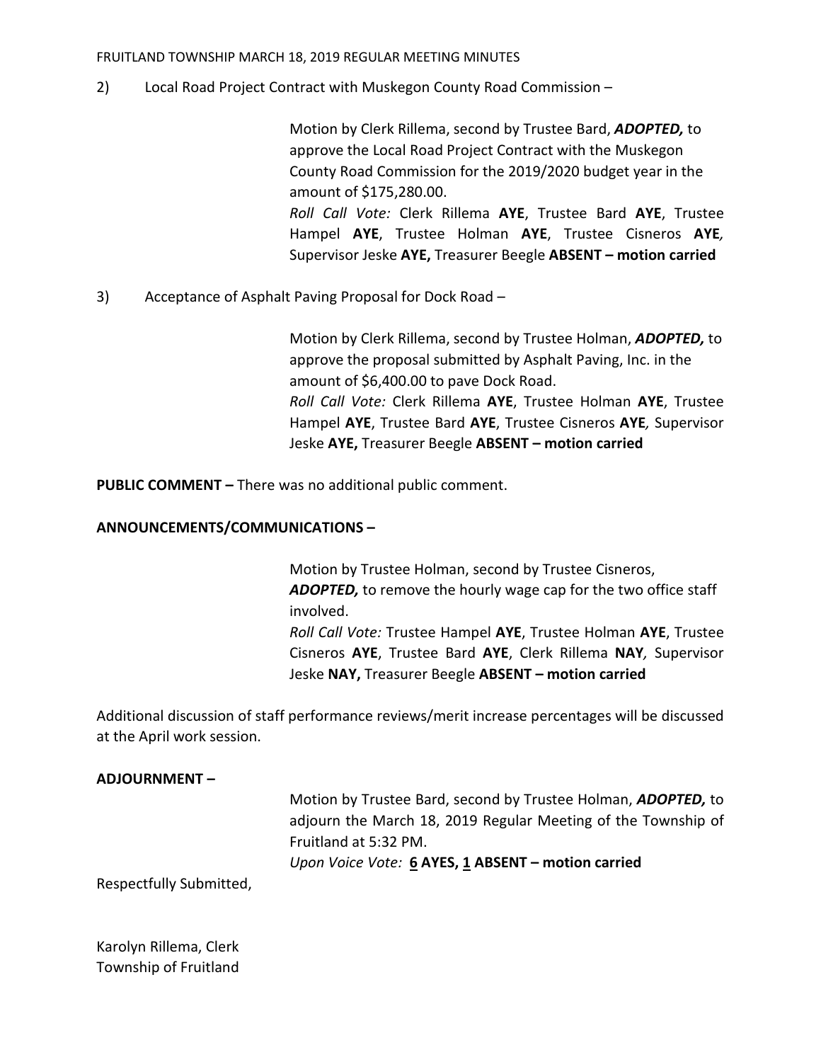2) Local Road Project Contract with Muskegon County Road Commission –

Motion by Clerk Rillema, second by Trustee Bard, ***ADOPTED,*** to approve the Local Road Project Contract with the Muskegon County Road Commission for the 2019/2020 budget year in the amount of $175,280.00.
*Roll Call Vote:* Clerk Rillema **AYE**, Trustee Bard **AYE**, Trustee Hampel **AYE**, Trustee Holman **AYE**, Trustee Cisneros **AYE***,* Supervisor Jeske **AYE,** Treasurer Beegle **ABSENT – motion carried**

3) Acceptance of Asphalt Paving Proposal for Dock Road –

Motion by Clerk Rillema, second by Trustee Holman, ***ADOPTED,*** to approve the proposal submitted by Asphalt Paving, Inc. in the amount of $6,400.00 to pave Dock Road.
*Roll Call Vote:* Clerk Rillema **AYE**, Trustee Holman **AYE**, Trustee Hampel **AYE**, Trustee Bard **AYE**, Trustee Cisneros **AYE***,* Supervisor Jeske **AYE,** Treasurer Beegle **ABSENT – motion carried**

**PUBLIC COMMENT –** There was no additional public comment.

**ANNOUNCEMENTS/COMMUNICATIONS –**

Motion by Trustee Holman, second by Trustee Cisneros, ***ADOPTED,*** to remove the hourly wage cap for the two office staff involved.
*Roll Call Vote:* Trustee Hampel **AYE**, Trustee Holman **AYE**, Trustee Cisneros **AYE**, Trustee Bard **AYE**, Clerk Rillema **NAY***,* Supervisor Jeske **NAY,** Treasurer Beegle **ABSENT – motion carried**

Additional discussion of staff performance reviews/merit increase percentages will be discussed at the April work session.

**ADJOURNMENT –**

Motion by Trustee Bard, second by Trustee Holman, ***ADOPTED,*** to adjourn the March 18, 2019 Regular Meeting of the Township of Fruitland at 5:32 PM.
*Upon Voice Vote:* **6 AYES, 1 ABSENT – motion carried**

Respectfully Submitted,

Karolyn Rillema, Clerk
Township of Fruitland